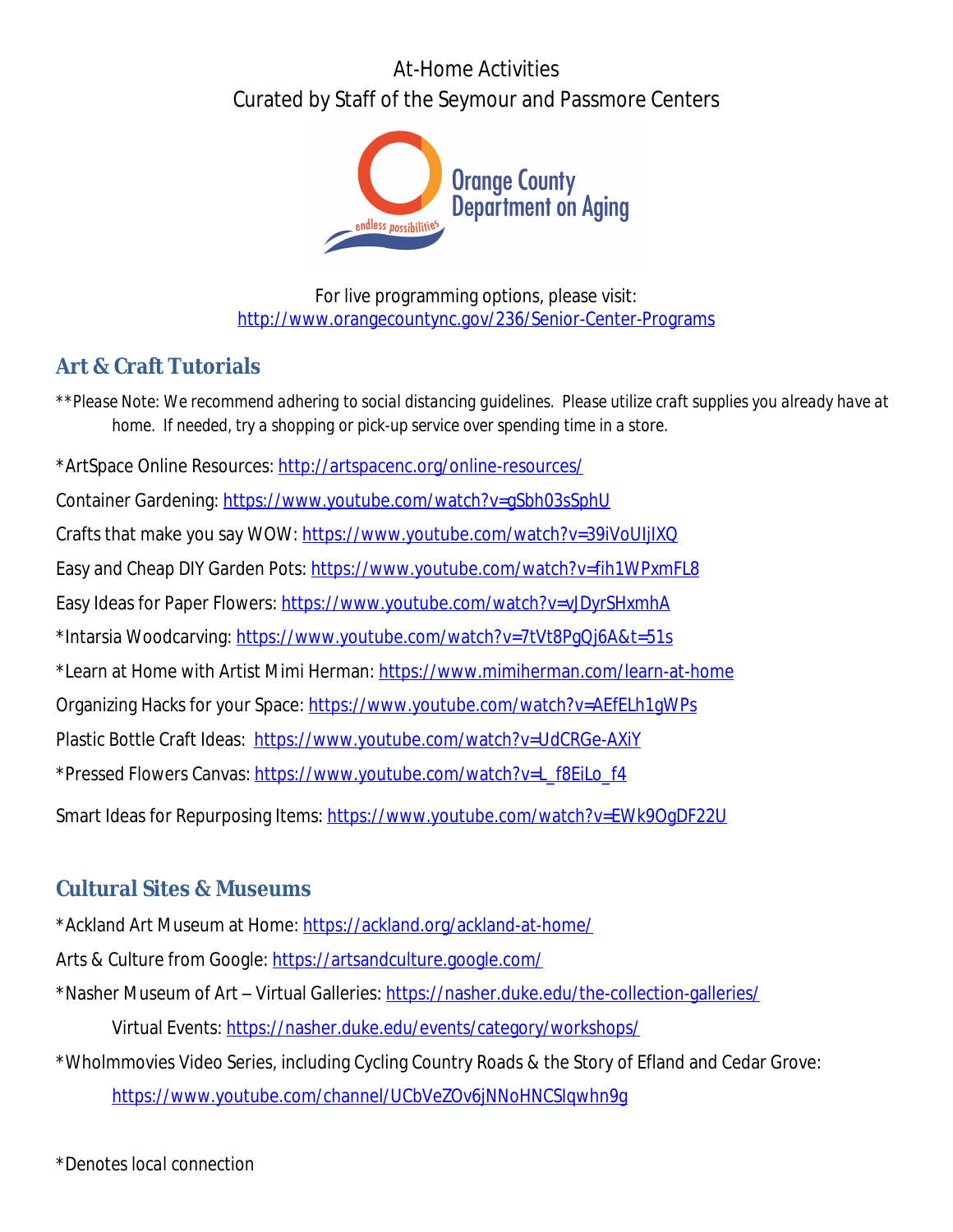At-Home Activities
Curated by Staff of the Seymour and Passmore Centers

Orange County Department on Aging

endless possibilities

For live programming options, please visit:
http://www.orangecountync.gov/236/Senior-Center-Programs

## Art & Craft Tutorials

**Please Note: We recommend adhering to social distancing guidelines. Please utilize craft supplies you already have at home. If needed, try a shopping or pick-up service over spending time in a store.

*ArtSpace Online Resources: http://artspacenc.org/online-resources/

Container Gardening: https://www.youtube.com/watch?v=gSbh03sSphU

Crafts that make you say WOW: https://www.youtube.com/watch?v=39iVoUIjIXQ

Easy and Cheap DIY Garden Pots: https://www.youtube.com/watch?v=fih1WPxmFL8

Easy Ideas for Paper Flowers: https://www.youtube.com/watch?v=vJDyrSHxmhA

*Intarsia Woodcarving: https://www.youtube.com/watch?v=7tVt8PgQj6A&t=51s

*Learn at Home with Artist Mimi Herman: https://www.mimiherman.com/learn-at-home

Organizing Hacks for your Space: https://www.youtube.com/watch?v=AEfELh1gWPs

Plastic Bottle Craft Ideas: https://www.youtube.com/watch?v=UdCRGe-AXiY

*Pressed Flowers Canvas: https://www.youtube.com/watch?v=L_f8EiLo_f4

Smart Ideas for Repurposing Items: https://www.youtube.com/watch?v=EWk9OgDF22U

## Cultural Sites & Museums

*Ackland Art Museum at Home: https://ackland.org/ackland-at-home/

Arts & Culture from Google: https://artsandculture.google.com/

*Nasher Museum of Art – Virtual Galleries: https://nasher.duke.edu/the-collection-galleries/

Virtual Events: https://nasher.duke.edu/events/category/workshops/

*WhoImmovies Video Series, including Cycling Country Roads & the Story of Efland and Cedar Grove:
https://www.youtube.com/channel/UCbVeZOv6jNNoHNCSIqwhn9g

*Denotes local connection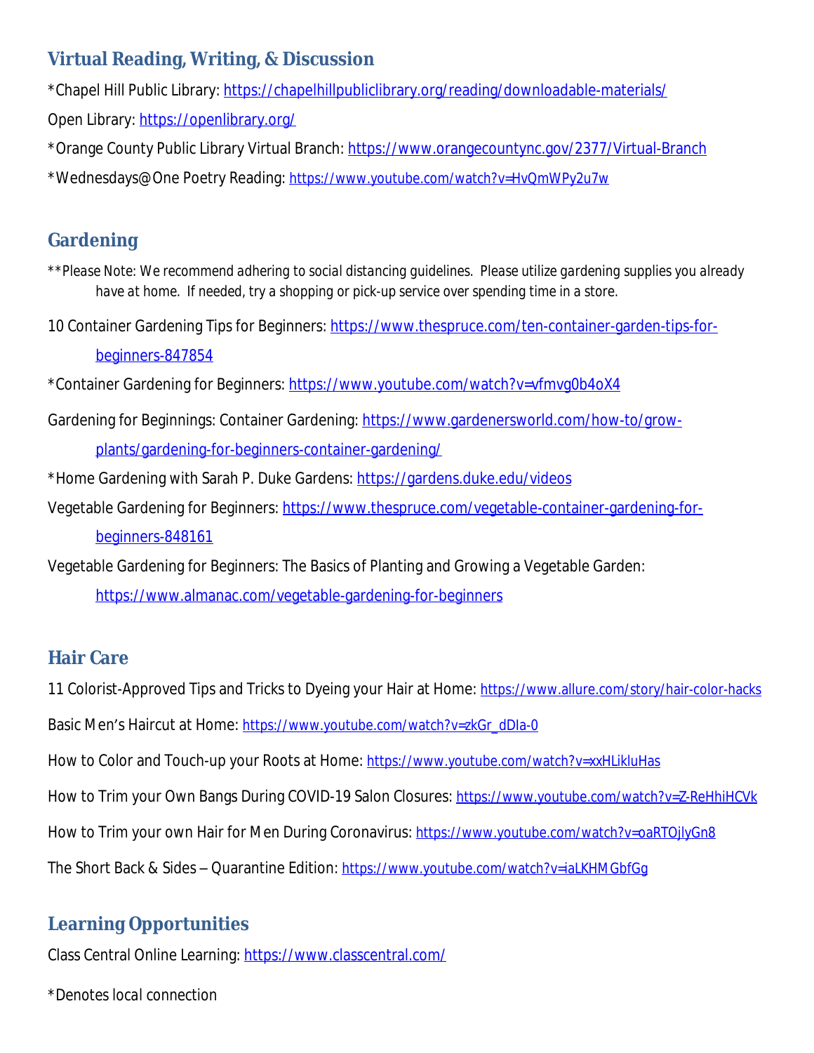## Virtual Reading, Writing, & Discussion

*Chapel Hill Public Library: https://chapelhillpubliclibrary.org/reading/downloadable-materials/

Open Library: https://openlibrary.org/

*Orange County Public Library Virtual Branch: https://www.orangecountync.gov/2377/Virtual-Branch

*Wednesdays@One Poetry Reading: https://www.youtube.com/watch?v=HvQmWPy2u7w

## Gardening

**Please Note: We recommend adhering to social distancing guidelines. Please utilize gardening supplies you already have at home. If needed, try a shopping or pick-up service over spending time in a store.

10 Container Gardening Tips for Beginners: https://www.thespruce.com/ten-container-garden-tips-for-beginners-847854

*Container Gardening for Beginners: https://www.youtube.com/watch?v=vfmvg0b4oX4

Gardening for Beginnings: Container Gardening: https://www.gardenersworld.com/how-to/grow-plants/gardening-for-beginners-container-gardening/

*Home Gardening with Sarah P. Duke Gardens: https://gardens.duke.edu/videos

Vegetable Gardening for Beginners: https://www.thespruce.com/vegetable-container-gardening-for-beginners-848161

Vegetable Gardening for Beginners: The Basics of Planting and Growing a Vegetable Garden: https://www.almanac.com/vegetable-gardening-for-beginners

## Hair Care

11 Colorist-Approved Tips and Tricks to Dyeing your Hair at Home: https://www.allure.com/story/hair-color-hacks

Basic Men's Haircut at Home: https://www.youtube.com/watch?v=zkGr_dDIa-0

How to Color and Touch-up your Roots at Home: https://www.youtube.com/watch?v=xxHLikluHas

How to Trim your Own Bangs During COVID-19 Salon Closures: https://www.youtube.com/watch?v=Z-ReHhiHCVk

How to Trim your own Hair for Men During Coronavirus: https://www.youtube.com/watch?v=oaRTOjlyGn8

The Short Back & Sides – Quarantine Edition: https://www.youtube.com/watch?v=iaLKHMGbfGg

## Learning Opportunities

Class Central Online Learning: https://www.classcentral.com/

*Denotes local connection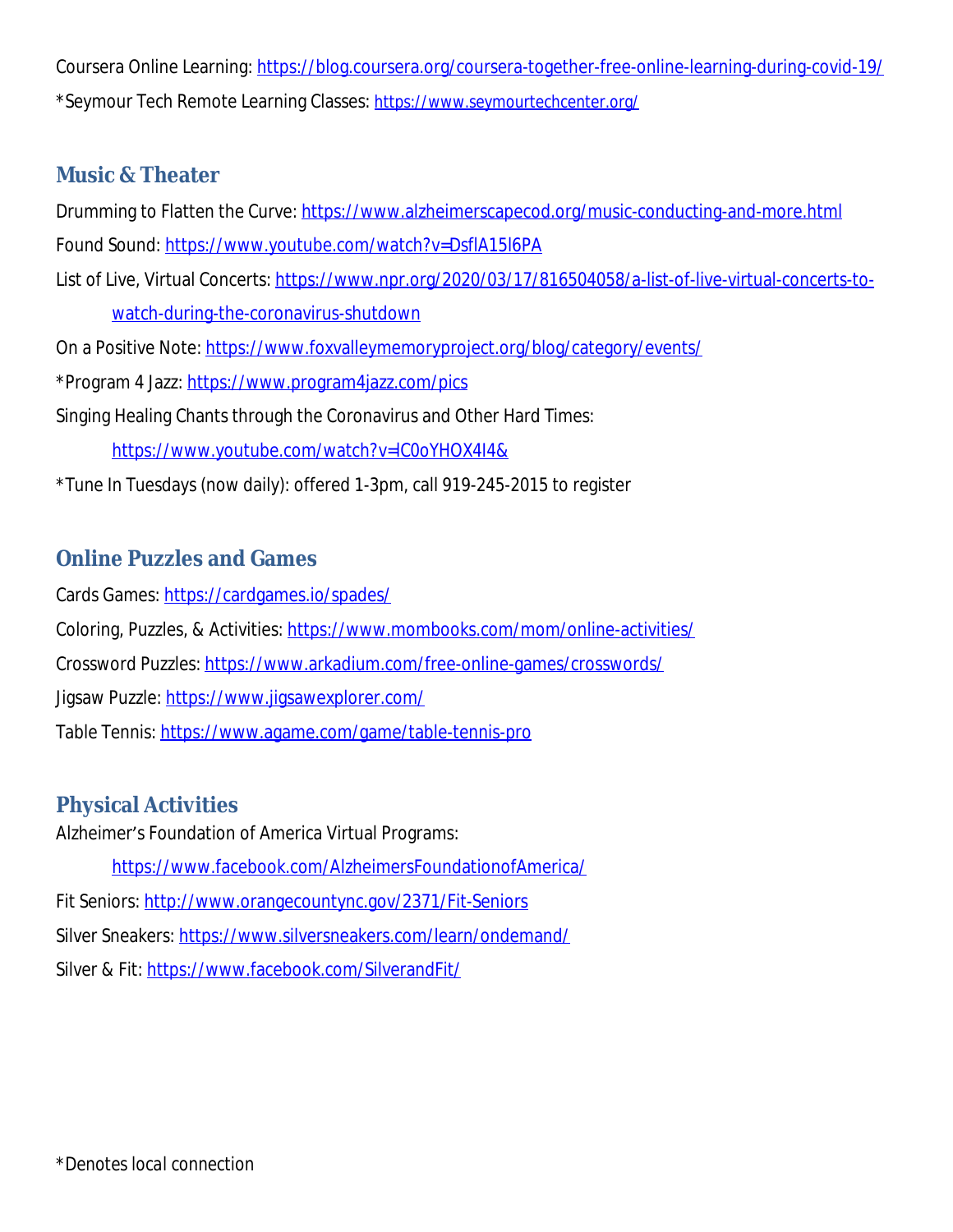Coursera Online Learning: https://blog.coursera.org/coursera-together-free-online-learning-during-covid-19/

*Seymour Tech Remote Learning Classes: https://www.seymourtechcenter.org/

## Music & Theater

Drumming to Flatten the Curve: https://www.alzheimerscapecod.org/music-conducting-and-more.html

Found Sound: https://www.youtube.com/watch?v=DsflA15I6PA

List of Live, Virtual Concerts: https://www.npr.org/2020/03/17/816504058/a-list-of-live-virtual-concerts-to-watch-during-the-coronavirus-shutdown

On a Positive Note: https://www.foxvalleymemoryproject.org/blog/category/events/

*Program 4 Jazz: https://www.program4jazz.com/pics

Singing Healing Chants through the Coronavirus and Other Hard Times:
https://www.youtube.com/watch?v=lC0oYHOX4I4&

*Tune In Tuesdays (now daily): offered 1-3pm, call 919-245-2015 to register

## Online Puzzles and Games

Cards Games: https://cardgames.io/spades/

Coloring, Puzzles, & Activities: https://www.mombooks.com/mom/online-activities/

Crossword Puzzles: https://www.arkadium.com/free-online-games/crosswords/

Jigsaw Puzzle: https://www.jigsawexplorer.com/

Table Tennis: https://www.agame.com/game/table-tennis-pro

## Physical Activities

Alzheimer's Foundation of America Virtual Programs:
https://www.facebook.com/AlzheimersFoundationofAmerica/

Fit Seniors: http://www.orangecountync.gov/2371/Fit-Seniors

Silver Sneakers: https://www.silversneakers.com/learn/ondemand/

Silver & Fit: https://www.facebook.com/SilverandFit/

*Denotes local connection